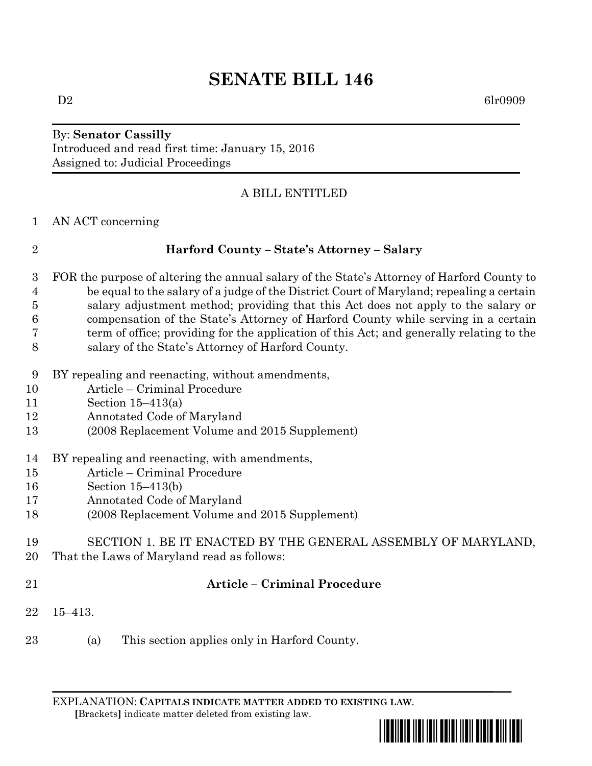# SENATE BILL 146

D2 6lr0909

By: **Senator Cassilly**
Introduced and read first time: January 15, 2016
Assigned to: Judicial Proceedings

A BILL ENTITLED

1 AN ACT concerning

2 **Harford County – State's Attorney – Salary**

3 FOR the purpose of altering the annual salary of the State's Attorney of Harford County to
4 be equal to the salary of a judge of the District Court of Maryland; repealing a certain
5 salary adjustment method; providing that this Act does not apply to the salary or
6 compensation of the State's Attorney of Harford County while serving in a certain
7 term of office; providing for the application of this Act; and generally relating to the
8 salary of the State's Attorney of Harford County.

9 BY repealing and reenacting, without amendments,
10 Article – Criminal Procedure
11 Section 15–413(a)
12 Annotated Code of Maryland
13 (2008 Replacement Volume and 2015 Supplement)

14 BY repealing and reenacting, with amendments,
15 Article – Criminal Procedure
16 Section 15–413(b)
17 Annotated Code of Maryland
18 (2008 Replacement Volume and 2015 Supplement)

19 SECTION 1. BE IT ENACTED BY THE GENERAL ASSEMBLY OF MARYLAND,
20 That the Laws of Maryland read as follows:

21 **Article – Criminal Procedure**

22 15–413.

23 (a) This section applies only in Harford County.

EXPLANATION: **CAPITALS INDICATE MATTER ADDED TO EXISTING LAW**.
**[**Brackets**]** indicate matter deleted from existing law.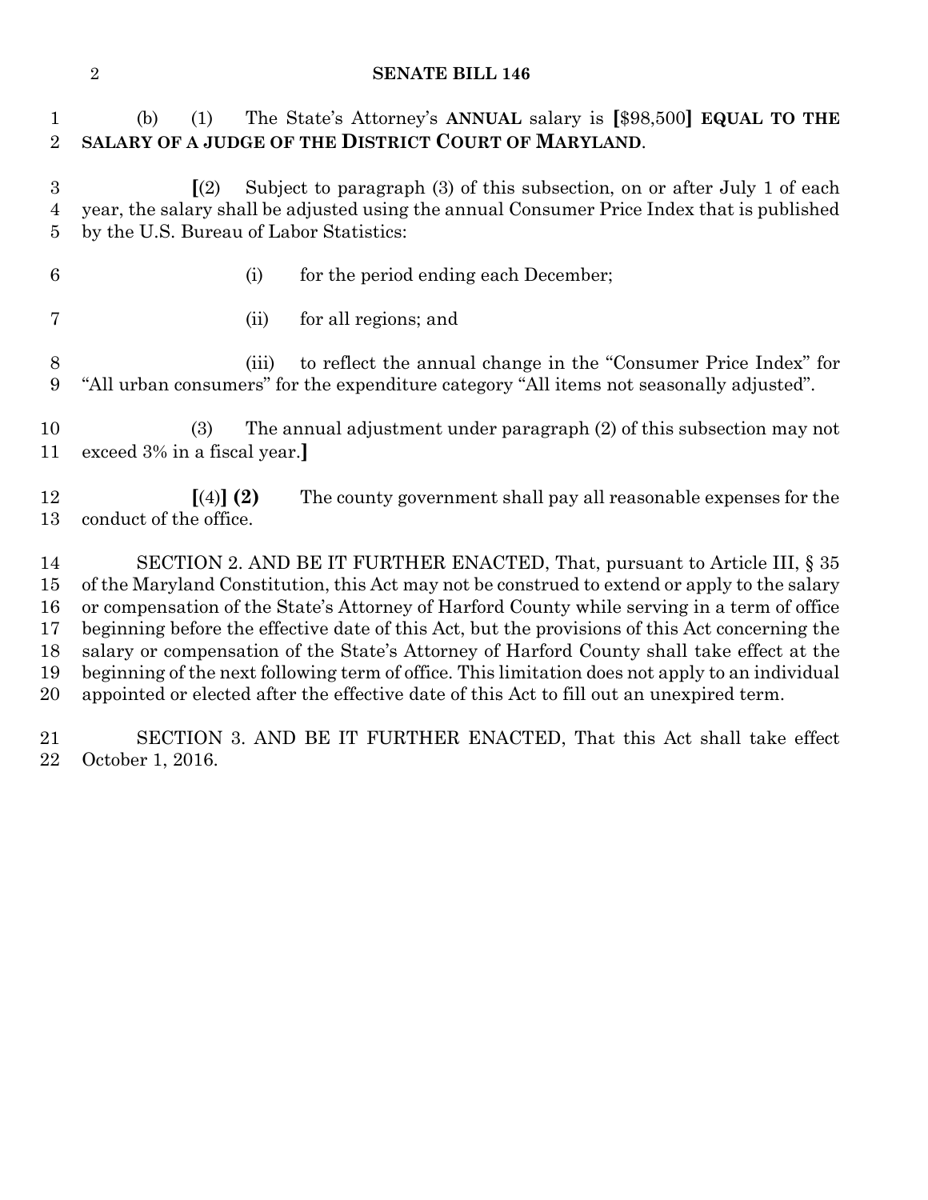(b) (1) The State's Attorney's **ANNUAL** salary is [$98,500] **EQUAL TO THE SALARY OF A JUDGE OF THE DISTRICT COURT OF MARYLAND**.

[(2) Subject to paragraph (3) of this subsection, on or after July 1 of each year, the salary shall be adjusted using the annual Consumer Price Index that is published by the U.S. Bureau of Labor Statistics:

(i) for the period ending each December;

(ii) for all regions; and

(iii) to reflect the annual change in the "Consumer Price Index" for "All urban consumers" for the expenditure category "All items not seasonally adjusted".

(3) The annual adjustment under paragraph (2) of this subsection may not exceed 3% in a fiscal year.]

[(4)] **(2)** The county government shall pay all reasonable expenses for the conduct of the office.

SECTION 2. AND BE IT FURTHER ENACTED, That, pursuant to Article III, § 35 of the Maryland Constitution, this Act may not be construed to extend or apply to the salary or compensation of the State's Attorney of Harford County while serving in a term of office beginning before the effective date of this Act, but the provisions of this Act concerning the salary or compensation of the State's Attorney of Harford County shall take effect at the beginning of the next following term of office. This limitation does not apply to an individual appointed or elected after the effective date of this Act to fill out an unexpired term.

SECTION 3. AND BE IT FURTHER ENACTED, That this Act shall take effect October 1, 2016.